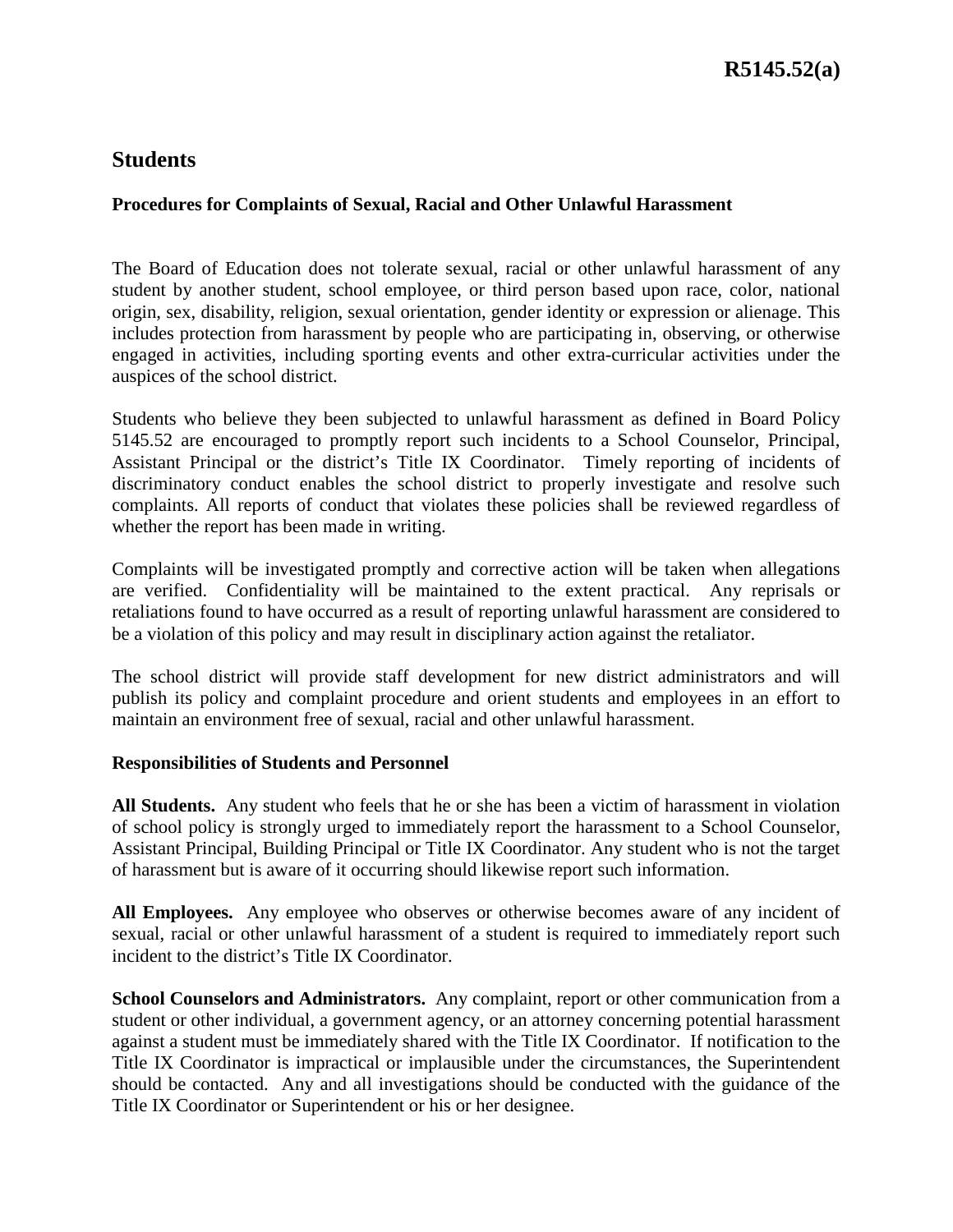# R5145.52(a)

## Students

### Procedures for Complaints of Sexual, Racial and Other Unlawful Harassment

The Board of Education does not tolerate sexual, racial or other unlawful harassment of any student by another student, school employee, or third person based upon race, color, national origin, sex, disability, religion, sexual orientation, gender identity or expression or alienage. This includes protection from harassment by people who are participating in, observing, or otherwise engaged in activities, including sporting events and other extra-curricular activities under the auspices of the school district.

Students who believe they been subjected to unlawful harassment as defined in Board Policy 5145.52 are encouraged to promptly report such incidents to a School Counselor, Principal, Assistant Principal or the district's Title IX Coordinator. Timely reporting of incidents of discriminatory conduct enables the school district to properly investigate and resolve such complaints. All reports of conduct that violates these policies shall be reviewed regardless of whether the report has been made in writing.

Complaints will be investigated promptly and corrective action will be taken when allegations are verified. Confidentiality will be maintained to the extent practical. Any reprisals or retaliations found to have occurred as a result of reporting unlawful harassment are considered to be a violation of this policy and may result in disciplinary action against the retaliator.

The school district will provide staff development for new district administrators and will publish its policy and complaint procedure and orient students and employees in an effort to maintain an environment free of sexual, racial and other unlawful harassment.

### Responsibilities of Students and Personnel

**All Students.** Any student who feels that he or she has been a victim of harassment in violation of school policy is strongly urged to immediately report the harassment to a School Counselor, Assistant Principal, Building Principal or Title IX Coordinator. Any student who is not the target of harassment but is aware of it occurring should likewise report such information.

**All Employees.** Any employee who observes or otherwise becomes aware of any incident of sexual, racial or other unlawful harassment of a student is required to immediately report such incident to the district's Title IX Coordinator.

**School Counselors and Administrators.** Any complaint, report or other communication from a student or other individual, a government agency, or an attorney concerning potential harassment against a student must be immediately shared with the Title IX Coordinator. If notification to the Title IX Coordinator is impractical or implausible under the circumstances, the Superintendent should be contacted. Any and all investigations should be conducted with the guidance of the Title IX Coordinator or Superintendent or his or her designee.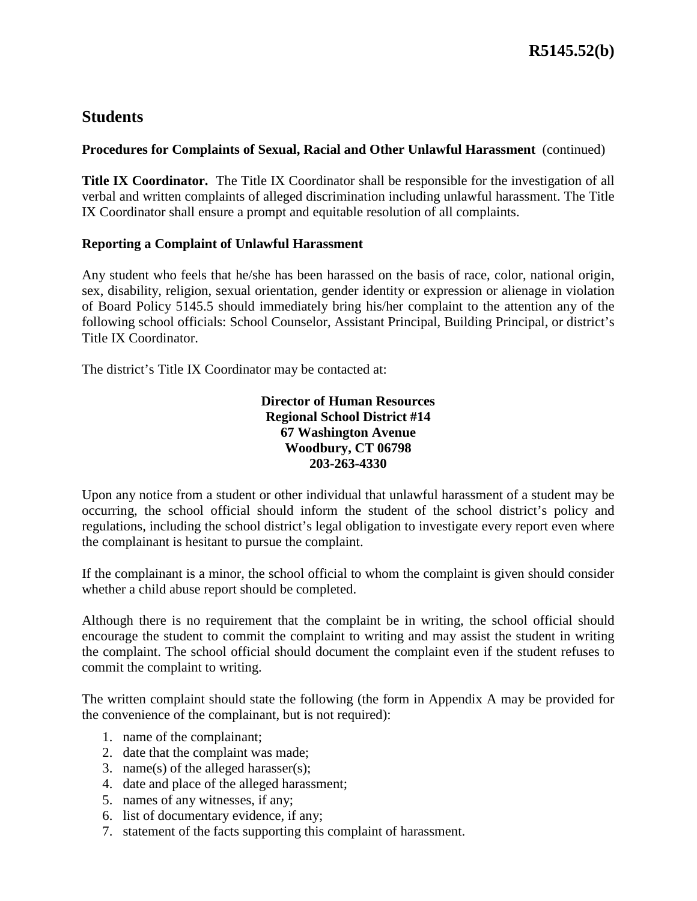## Students

**Procedures for Complaints of Sexual, Racial and Other Unlawful Harassment** (continued)

**Title IX Coordinator.** The Title IX Coordinator shall be responsible for the investigation of all verbal and written complaints of alleged discrimination including unlawful harassment. The Title IX Coordinator shall ensure a prompt and equitable resolution of all complaints.

**Reporting a Complaint of Unlawful Harassment**

Any student who feels that he/she has been harassed on the basis of race, color, national origin, sex, disability, religion, sexual orientation, gender identity or expression or alienage in violation of Board Policy 5145.5 should immediately bring his/her complaint to the attention any of the following school officials: School Counselor, Assistant Principal, Building Principal, or district's Title IX Coordinator.

The district's Title IX Coordinator may be contacted at:

**Director of Human Resources**
**Regional School District #14**
**67 Washington Avenue**
**Woodbury, CT 06798**
**203-263-4330**

Upon any notice from a student or other individual that unlawful harassment of a student may be occurring, the school official should inform the student of the school district's policy and regulations, including the school district's legal obligation to investigate every report even where the complainant is hesitant to pursue the complaint.

If the complainant is a minor, the school official to whom the complaint is given should consider whether a child abuse report should be completed.

Although there is no requirement that the complaint be in writing, the school official should encourage the student to commit the complaint to writing and may assist the student in writing the complaint. The school official should document the complaint even if the student refuses to commit the complaint to writing.

The written complaint should state the following (the form in Appendix A may be provided for the convenience of the complainant, but is not required):

1. name of the complainant;
2. date that the complaint was made;
3. name(s) of the alleged harasser(s);
4. date and place of the alleged harassment;
5. names of any witnesses, if any;
6. list of documentary evidence, if any;
7. statement of the facts supporting this complaint of harassment.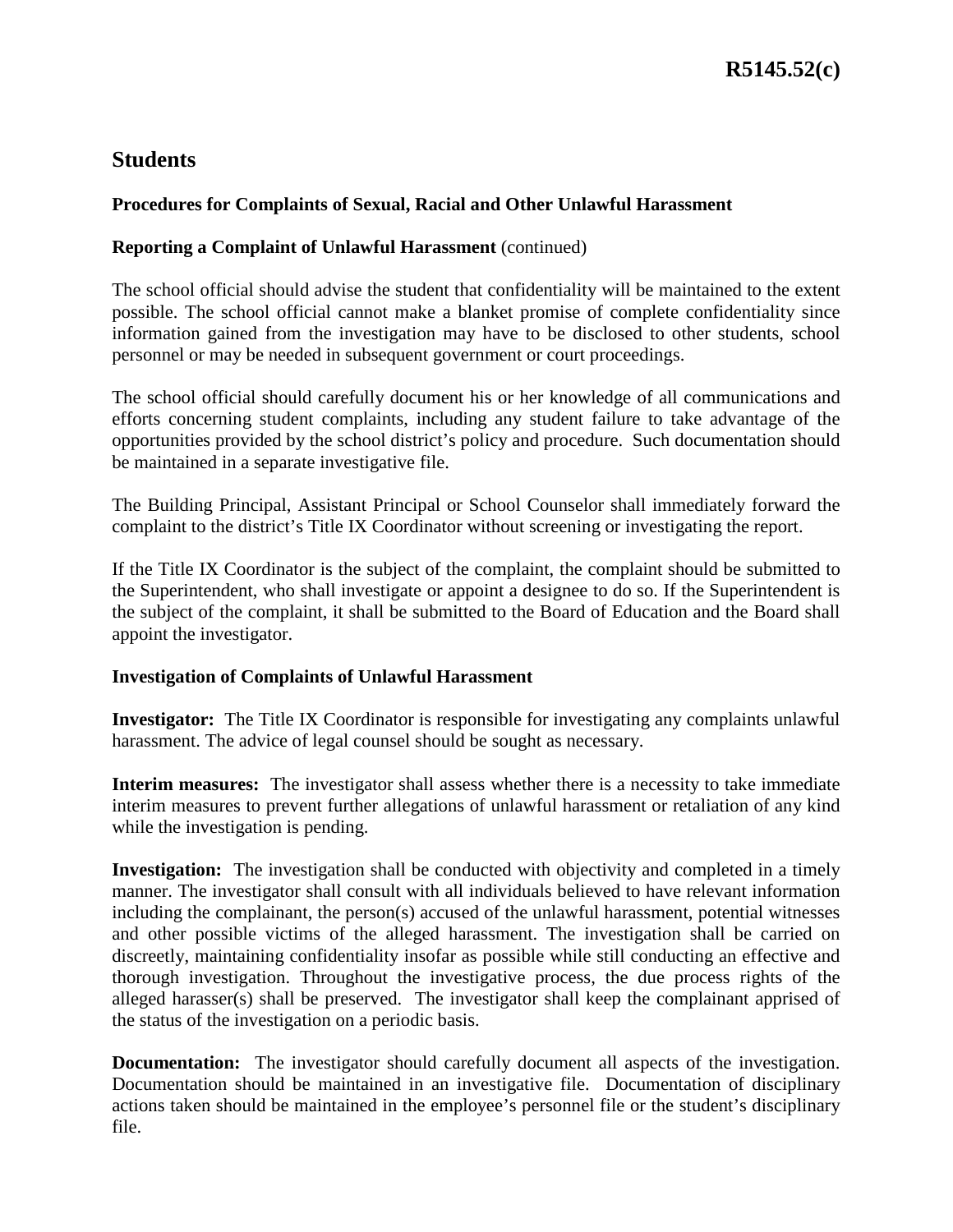## Students

### Procedures for Complaints of Sexual, Racial and Other Unlawful Harassment

**Reporting a Complaint of Unlawful Harassment** (continued)

The school official should advise the student that confidentiality will be maintained to the extent possible. The school official cannot make a blanket promise of complete confidentiality since information gained from the investigation may have to be disclosed to other students, school personnel or may be needed in subsequent government or court proceedings.

The school official should carefully document his or her knowledge of all communications and efforts concerning student complaints, including any student failure to take advantage of the opportunities provided by the school district's policy and procedure. Such documentation should be maintained in a separate investigative file.

The Building Principal, Assistant Principal or School Counselor shall immediately forward the complaint to the district's Title IX Coordinator without screening or investigating the report.

If the Title IX Coordinator is the subject of the complaint, the complaint should be submitted to the Superintendent, who shall investigate or appoint a designee to do so. If the Superintendent is the subject of the complaint, it shall be submitted to the Board of Education and the Board shall appoint the investigator.

### Investigation of Complaints of Unlawful Harassment

**Investigator:** The Title IX Coordinator is responsible for investigating any complaints unlawful harassment. The advice of legal counsel should be sought as necessary.

**Interim measures:** The investigator shall assess whether there is a necessity to take immediate interim measures to prevent further allegations of unlawful harassment or retaliation of any kind while the investigation is pending.

**Investigation:** The investigation shall be conducted with objectivity and completed in a timely manner. The investigator shall consult with all individuals believed to have relevant information including the complainant, the person(s) accused of the unlawful harassment, potential witnesses and other possible victims of the alleged harassment. The investigation shall be carried on discreetly, maintaining confidentiality insofar as possible while still conducting an effective and thorough investigation. Throughout the investigative process, the due process rights of the alleged harasser(s) shall be preserved. The investigator shall keep the complainant apprised of the status of the investigation on a periodic basis.

**Documentation:** The investigator should carefully document all aspects of the investigation. Documentation should be maintained in an investigative file. Documentation of disciplinary actions taken should be maintained in the employee's personnel file or the student's disciplinary file.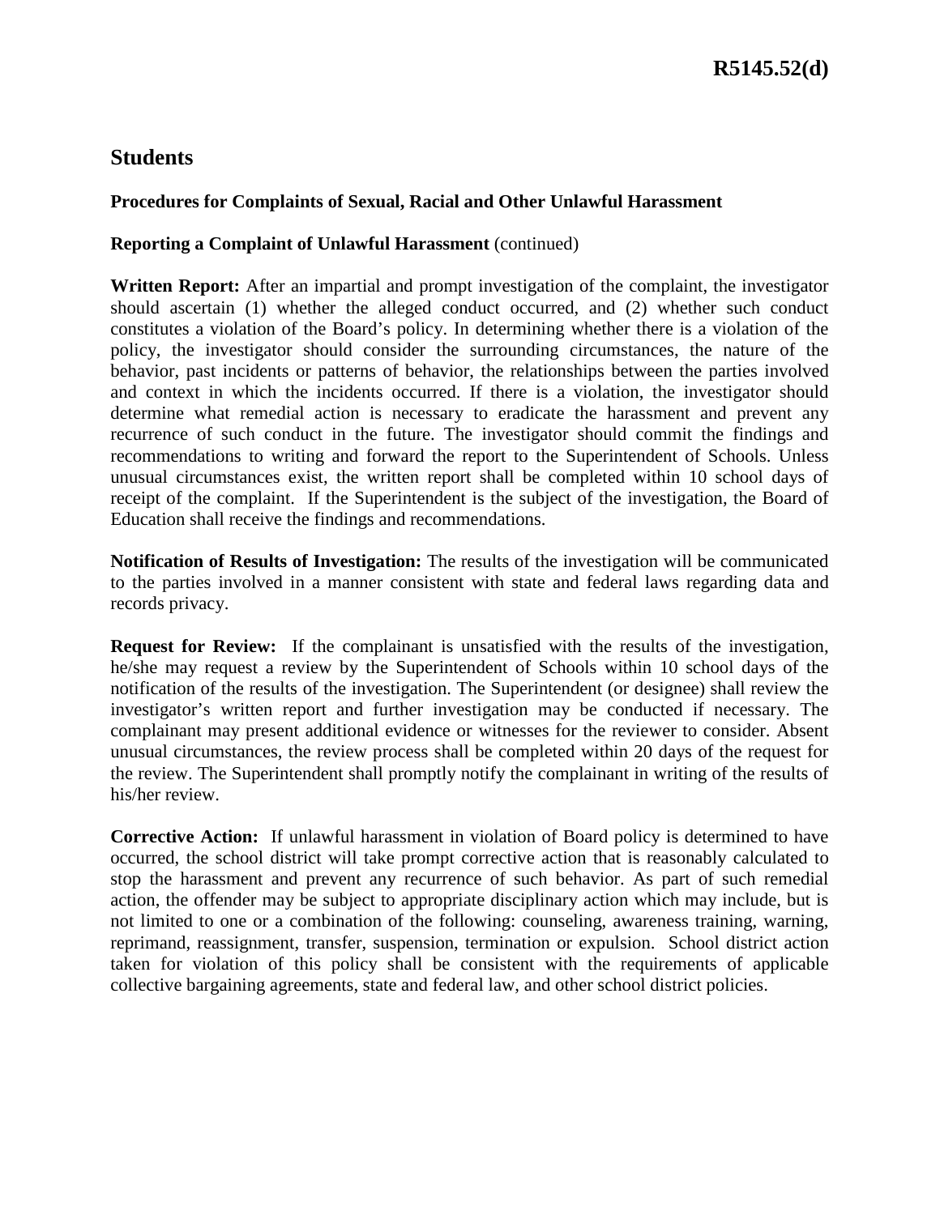## Students

**Procedures for Complaints of Sexual, Racial and Other Unlawful Harassment**

**Reporting a Complaint of Unlawful Harassment** (continued)

**Written Report:** After an impartial and prompt investigation of the complaint, the investigator should ascertain (1) whether the alleged conduct occurred, and (2) whether such conduct constitutes a violation of the Board's policy. In determining whether there is a violation of the policy, the investigator should consider the surrounding circumstances, the nature of the behavior, past incidents or patterns of behavior, the relationships between the parties involved and context in which the incidents occurred. If there is a violation, the investigator should determine what remedial action is necessary to eradicate the harassment and prevent any recurrence of such conduct in the future. The investigator should commit the findings and recommendations to writing and forward the report to the Superintendent of Schools. Unless unusual circumstances exist, the written report shall be completed within 10 school days of receipt of the complaint. If the Superintendent is the subject of the investigation, the Board of Education shall receive the findings and recommendations.

**Notification of Results of Investigation:** The results of the investigation will be communicated to the parties involved in a manner consistent with state and federal laws regarding data and records privacy.

**Request for Review:** If the complainant is unsatisfied with the results of the investigation, he/she may request a review by the Superintendent of Schools within 10 school days of the notification of the results of the investigation. The Superintendent (or designee) shall review the investigator's written report and further investigation may be conducted if necessary. The complainant may present additional evidence or witnesses for the reviewer to consider. Absent unusual circumstances, the review process shall be completed within 20 days of the request for the review. The Superintendent shall promptly notify the complainant in writing of the results of his/her review.

**Corrective Action:** If unlawful harassment in violation of Board policy is determined to have occurred, the school district will take prompt corrective action that is reasonably calculated to stop the harassment and prevent any recurrence of such behavior. As part of such remedial action, the offender may be subject to appropriate disciplinary action which may include, but is not limited to one or a combination of the following: counseling, awareness training, warning, reprimand, reassignment, transfer, suspension, termination or expulsion. School district action taken for violation of this policy shall be consistent with the requirements of applicable collective bargaining agreements, state and federal law, and other school district policies.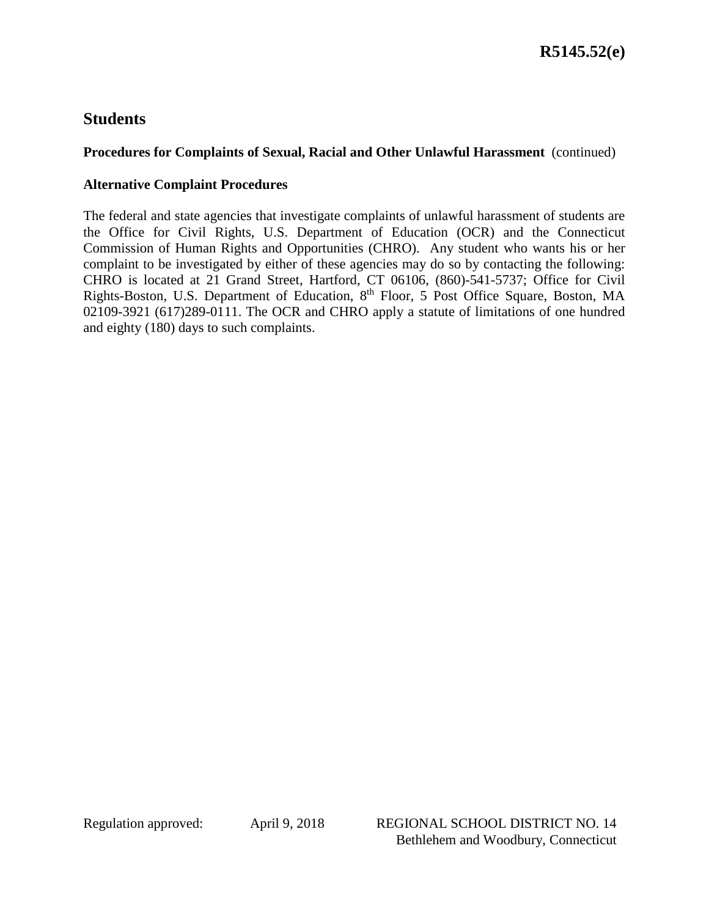## Students

**Procedures for Complaints of Sexual, Racial and Other Unlawful Harassment** (continued)

**Alternative Complaint Procedures**

The federal and state agencies that investigate complaints of unlawful harassment of students are the Office for Civil Rights, U.S. Department of Education (OCR) and the Connecticut Commission of Human Rights and Opportunities (CHRO). Any student who wants his or her complaint to be investigated by either of these agencies may do so by contacting the following: CHRO is located at 21 Grand Street, Hartford, CT 06106, (860)-541-5737; Office for Civil Rights-Boston, U.S. Department of Education, 8th Floor, 5 Post Office Square, Boston, MA 02109-3921 (617)289-0111. The OCR and CHRO apply a statute of limitations of one hundred and eighty (180) days to such complaints.

Regulation approved: April 9, 2018

REGIONAL SCHOOL DISTRICT NO. 14
Bethlehem and Woodbury, Connecticut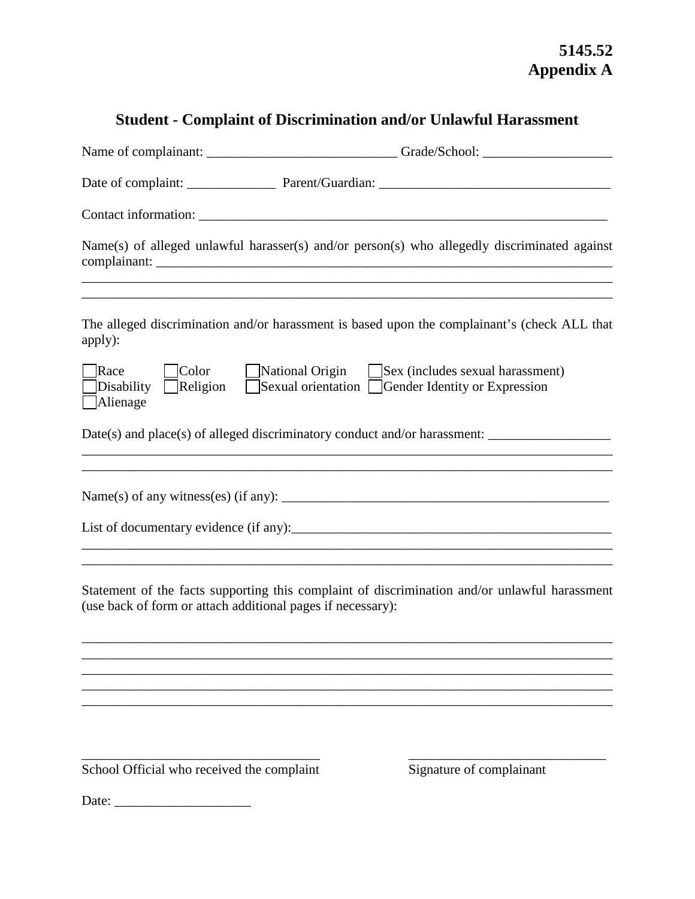**5145.52**
**Appendix A**

## Student - Complaint of Discrimination and/or Unlawful Harassment

Name of complainant: ____________________________ Grade/School: ___________________

Date of complaint: _____________ Parent/Guardian: __________________________________

Contact information: ______________________________________________________________

Name(s) of alleged unlawful harasser(s) and/or person(s) who allegedly discriminated against complainant: ______________________________________________________________________
_____________________________________________________________________________
_____________________________________________________________________________

The alleged discrimination and/or harassment is based upon the complainant's (check ALL that apply):

☐ Race ☐ Color ☐ National Origin ☐ Sex (includes sexual harassment)
☐ Disability ☐ Religion ☐ Sexual orientation ☐ Gender Identity or Expression
☐ Alienage

Date(s) and place(s) of alleged discriminatory conduct and/or harassment: __________________
_____________________________________________________________________________
_____________________________________________________________________________

Name(s) of any witness(es) (if any): ___________________________________________________

List of documentary evidence (if any):__________________________________________________
_____________________________________________________________________________
_____________________________________________________________________________

Statement of the facts supporting this complaint of discrimination and/or unlawful harassment (use back of form or attach additional pages if necessary):

_____________________________________________________________________________
_____________________________________________________________________________
_____________________________________________________________________________
_____________________________________________________________________________
_____________________________________________________________________________

____________________________________ ______________________________
School Official who received the complaint Signature of complainant

Date: ____________________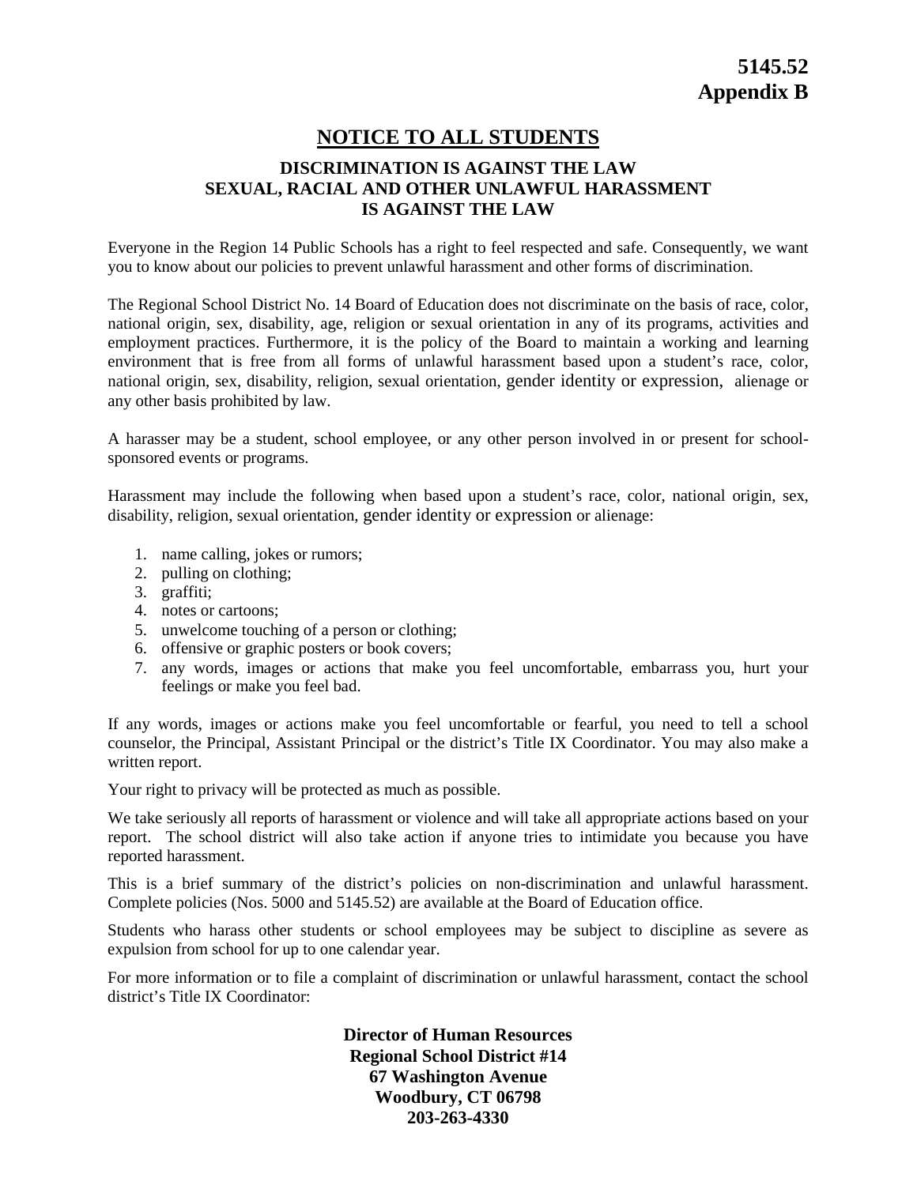**5145.52**
**Appendix B**

# NOTICE TO ALL STUDENTS

## DISCRIMINATION IS AGAINST THE LAW
## SEXUAL, RACIAL AND OTHER UNLAWFUL HARASSMENT IS AGAINST THE LAW

Everyone in the Region 14 Public Schools has a right to feel respected and safe. Consequently, we want you to know about our policies to prevent unlawful harassment and other forms of discrimination.

The Regional School District No. 14 Board of Education does not discriminate on the basis of race, color, national origin, sex, disability, age, religion or sexual orientation in any of its programs, activities and employment practices. Furthermore, it is the policy of the Board to maintain a working and learning environment that is free from all forms of unlawful harassment based upon a student's race, color, national origin, sex, disability, religion, sexual orientation, gender identity or expression, alienage or any other basis prohibited by law.

A harasser may be a student, school employee, or any other person involved in or present for school-sponsored events or programs.

Harassment may include the following when based upon a student's race, color, national origin, sex, disability, religion, sexual orientation, gender identity or expression or alienage:

1. name calling, jokes or rumors;
2. pulling on clothing;
3. graffiti;
4. notes or cartoons;
5. unwelcome touching of a person or clothing;
6. offensive or graphic posters or book covers;
7. any words, images or actions that make you feel uncomfortable, embarrass you, hurt your feelings or make you feel bad.

If any words, images or actions make you feel uncomfortable or fearful, you need to tell a school counselor, the Principal, Assistant Principal or the district's Title IX Coordinator. You may also make a written report.

Your right to privacy will be protected as much as possible.

We take seriously all reports of harassment or violence and will take all appropriate actions based on your report. The school district will also take action if anyone tries to intimidate you because you have reported harassment.

This is a brief summary of the district's policies on non-discrimination and unlawful harassment. Complete policies (Nos. 5000 and 5145.52) are available at the Board of Education office.

Students who harass other students or school employees may be subject to discipline as severe as expulsion from school for up to one calendar year.

For more information or to file a complaint of discrimination or unlawful harassment, contact the school district's Title IX Coordinator:

**Director of Human Resources**
**Regional School District #14**
**67 Washington Avenue**
**Woodbury, CT 06798**
**203-263-4330**